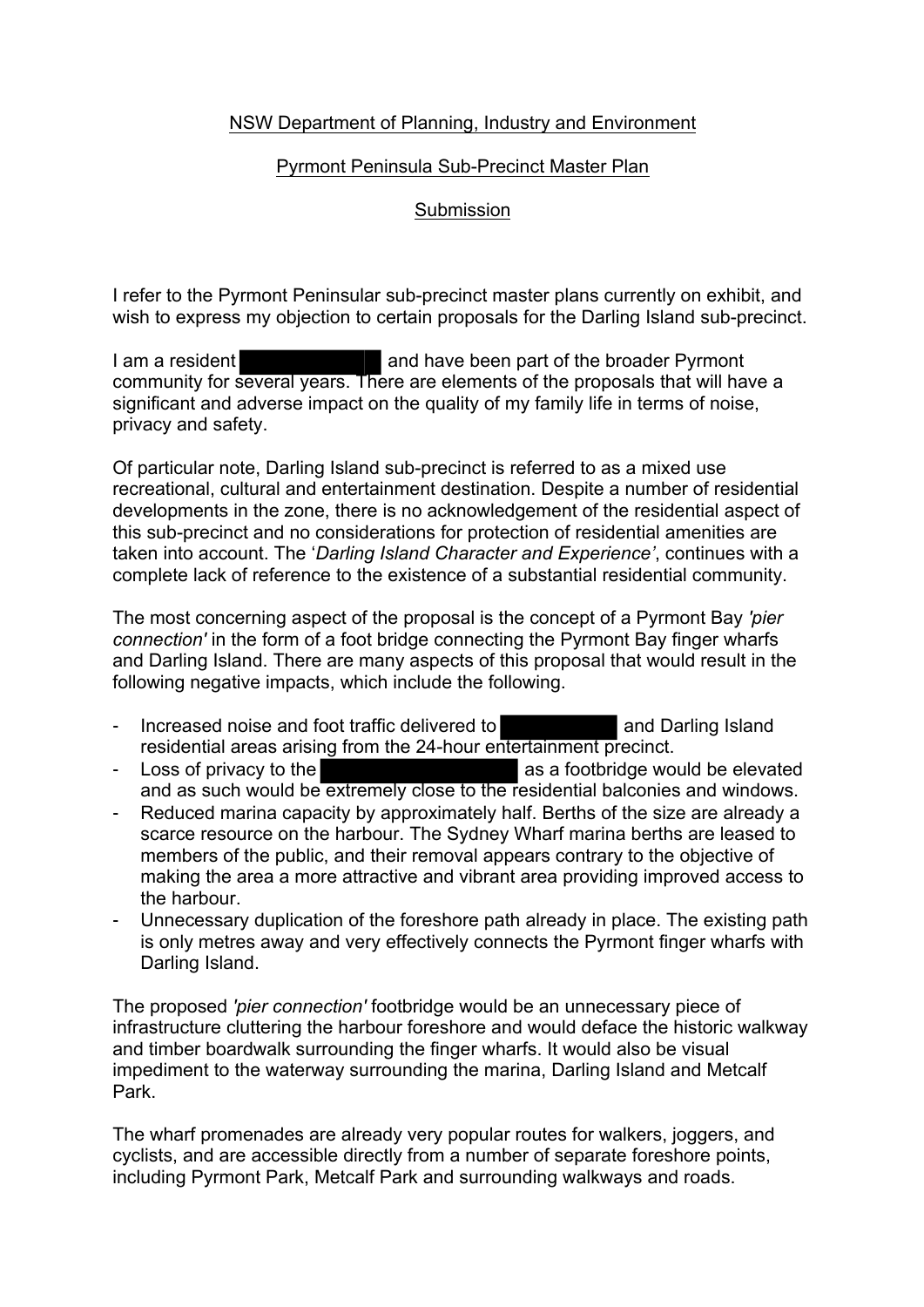NSW Department of Planning, Industry and Environment

Pyrmont Peninsula Sub-Precinct Master Plan

Submission

I refer to the Pyrmont Peninsular sub-precinct master plans currently on exhibit, and wish to express my objection to certain proposals for the Darling Island sub-precinct.

I am a resident [redacted] and have been part of the broader Pyrmont community for several years. There are elements of the proposals that will have a significant and adverse impact on the quality of my family life in terms of noise, privacy and safety.

Of particular note, Darling Island sub-precinct is referred to as a mixed use recreational, cultural and entertainment destination. Despite a number of residential developments in the zone, there is no acknowledgement of the residential aspect of this sub-precinct and no considerations for protection of residential amenities are taken into account. The '*Darling Island Character and Experience'*, continues with a complete lack of reference to the existence of a substantial residential community.

The most concerning aspect of the proposal is the concept of a Pyrmont Bay *'pier connection'* in the form of a foot bridge connecting the Pyrmont Bay finger wharfs and Darling Island. There are many aspects of this proposal that would result in the following negative impacts, which include the following.

- Increased noise and foot traffic delivered to [redacted] and Darling Island residential areas arising from the 24-hour entertainment precinct.
- Loss of privacy to the [redacted] as a footbridge would be elevated and as such would be extremely close to the residential balconies and windows.
- Reduced marina capacity by approximately half. Berths of the size are already a scarce resource on the harbour. The Sydney Wharf marina berths are leased to members of the public, and their removal appears contrary to the objective of making the area a more attractive and vibrant area providing improved access to the harbour.
- Unnecessary duplication of the foreshore path already in place. The existing path is only metres away and very effectively connects the Pyrmont finger wharfs with Darling Island.

The proposed *'pier connection'* footbridge would be an unnecessary piece of infrastructure cluttering the harbour foreshore and would deface the historic walkway and timber boardwalk surrounding the finger wharfs. It would also be visual impediment to the waterway surrounding the marina, Darling Island and Metcalf Park.

The wharf promenades are already very popular routes for walkers, joggers, and cyclists, and are accessible directly from a number of separate foreshore points, including Pyrmont Park, Metcalf Park and surrounding walkways and roads.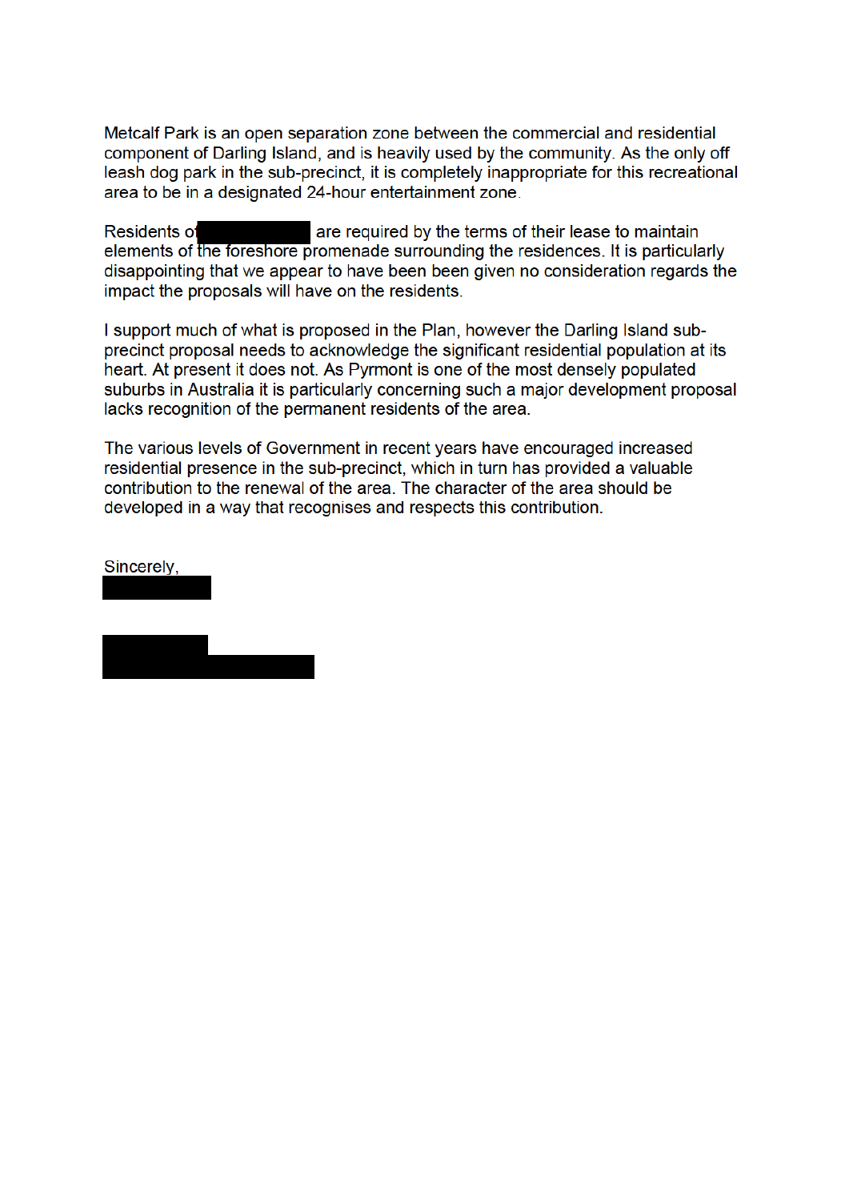Metcalf Park is an open separation zone between the commercial and residential component of Darling Island, and is heavily used by the community. As the only off leash dog park in the sub-precinct, it is completely inappropriate for this recreational area to be in a designated 24-hour entertainment zone.

Residents of [REDACTED] are required by the terms of their lease to maintain elements of the foreshore promenade surrounding the residences. It is particularly disappointing that we appear to have been been given no consideration regards the impact the proposals will have on the residents.

I support much of what is proposed in the Plan, however the Darling Island sub-precinct proposal needs to acknowledge the significant residential population at its heart. At present it does not. As Pyrmont is one of the most densely populated suburbs in Australia it is particularly concerning such a major development proposal lacks recognition of the permanent residents of the area.

The various levels of Government in recent years have encouraged increased residential presence in the sub-precinct, which in turn has provided a valuable contribution to the renewal of the area. The character of the area should be developed in a way that recognises and respects this contribution.

Sincerely,

[REDACTED]

[REDACTED]